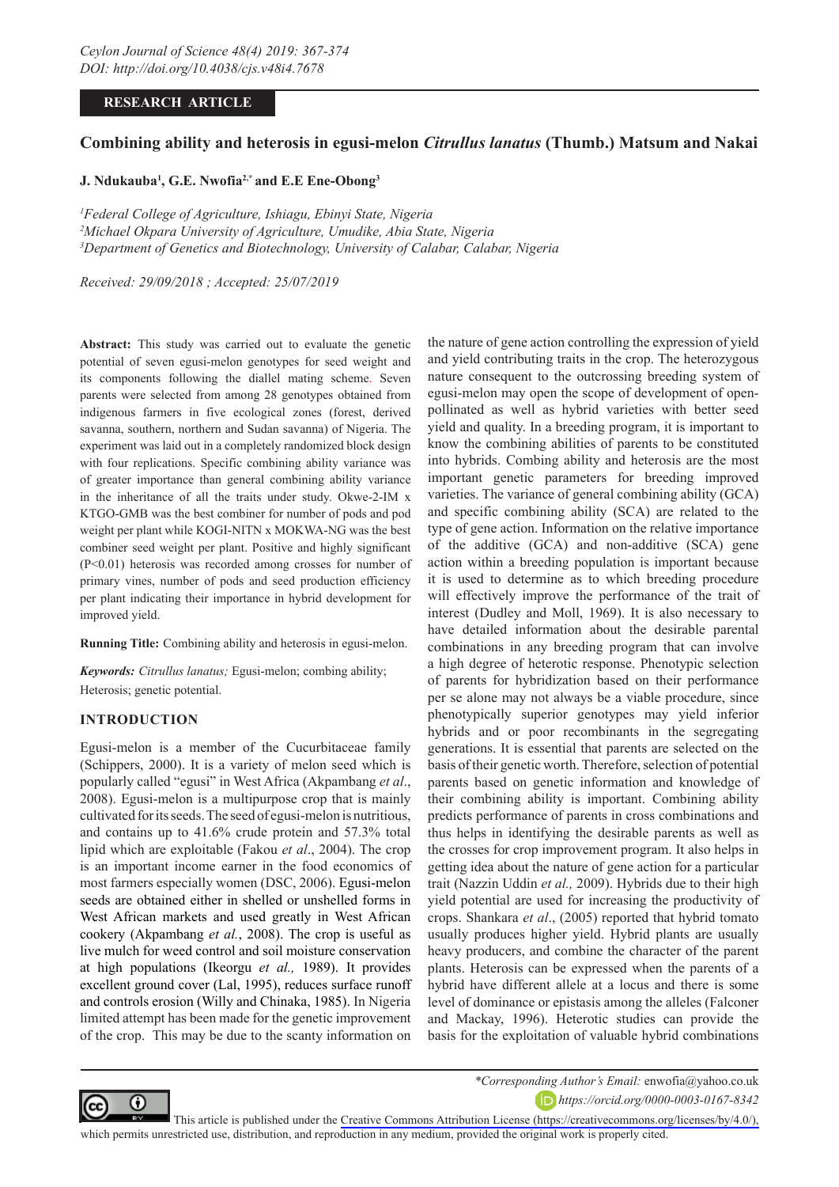RESEARCH ARTICLE

# Combining ability and heterosis in egusi-melon *Citrullus lanatus* (Thumb.) Matsum and Nakai

**J. Ndukauba[1], G.E. Nwofia[2,*] and E.E Ene-Obong[3]**

*[1]Federal College of Agriculture, Ishiagu, Ebinyi State, Nigeria*
*[2]Michael Okpara University of Agriculture, Umudike, Abia State, Nigeria*
*[3]Department of Genetics and Biotechnology, University of Calabar, Calabar, Nigeria*

*Received: 29/09/2018 ; Accepted: 25/07/2019*

**Abstract:** This study was carried out to evaluate the genetic potential of seven egusi-melon genotypes for seed weight and its components following the diallel mating scheme. Seven parents were selected from among 28 genotypes obtained from indigenous farmers in five ecological zones (forest, derived savanna, southern, northern and Sudan savanna) of Nigeria. The experiment was laid out in a completely randomized block design with four replications. Specific combining ability variance was of greater importance than general combining ability variance in the inheritance of all the traits under study. Okwe-2-IM x KTGO-GMB was the best combiner for number of pods and pod weight per plant while KOGI-NITN x MOKWA-NG was the best combiner seed weight per plant. Positive and highly significant ($P<0.01$) heterosis was recorded among crosses for number of primary vines, number of pods and seed production efficiency per plant indicating their importance in hybrid development for improved yield.

**Running Title:** Combining ability and heterosis in egusi-melon.

***Keywords:*** *Citrullus lanatus;* Egusi-melon; combing ability; Heterosis; genetic potential.

## INTRODUCTION

Egusi-melon is a member of the Cucurbitaceae family (Schippers, 2000). It is a variety of melon seed which is popularly called "egusi" in West Africa (Akpambang *et al*., 2008). Egusi-melon is a multipurpose crop that is mainly cultivated for its seeds. The seed of egusi-melon is nutritious, and contains up to 41.6% crude protein and 57.3% total lipid which are exploitable (Fakou *et al*., 2004). The crop is an important income earner in the food economics of most farmers especially women (DSC, 2006). Egusi-melon seeds are obtained either in shelled or unshelled forms in West African markets and used greatly in West African cookery (Akpambang *et al.*, 2008). The crop is useful as live mulch for weed control and soil moisture conservation at high populations (Ikeorgu *et al.,* 1989). It provides excellent ground cover (Lal, 1995), reduces surface runoff and controls erosion (Willy and Chinaka, 1985). In Nigeria limited attempt has been made for the genetic improvement of the crop. This may be due to the scanty information on the nature of gene action controlling the expression of yield and yield contributing traits in the crop. The heterozygous nature consequent to the outcrossing breeding system of egusi-melon may open the scope of development of open-pollinated as well as hybrid varieties with better seed yield and quality. In a breeding program, it is important to know the combining abilities of parents to be constituted into hybrids. Combing ability and heterosis are the most important genetic parameters for breeding improved varieties. The variance of general combining ability (GCA) and specific combining ability (SCA) are related to the type of gene action. Information on the relative importance of the additive (GCA) and non-additive (SCA) gene action within a breeding population is important because it is used to determine as to which breeding procedure will effectively improve the performance of the trait of interest (Dudley and Moll, 1969). It is also necessary to have detailed information about the desirable parental combinations in any breeding program that can involve a high degree of heterotic response. Phenotypic selection of parents for hybridization based on their performance per se alone may not always be a viable procedure, since phenotypically superior genotypes may yield inferior hybrids and or poor recombinants in the segregating generations. It is essential that parents are selected on the basis of their genetic worth. Therefore, selection of potential parents based on genetic information and knowledge of their combining ability is important. Combining ability predicts performance of parents in cross combinations and thus helps in identifying the desirable parents as well as the crosses for crop improvement program. It also helps in getting idea about the nature of gene action for a particular trait (Nazzin Uddin *et al.,* 2009). Hybrids due to their high yield potential are used for increasing the productivity of crops. Shankara *et al*., (2005) reported that hybrid tomato usually produces higher yield. Hybrid plants are usually heavy producers, and combine the character of the parent plants. Heterosis can be expressed when the parents of a hybrid have different allele at a locus and there is some level of dominance or epistasis among the alleles (Falconer and Mackay, 1996). Heterotic studies can provide the basis for the exploitation of valuable hybrid combinations

*\*Corresponding Author's Email:* enwofia@yahoo.co.uk
*https://orcid.org/0000-0003-0167-8342*

This article is published under the Creative Commons Attribution License (https://creativecommons.org/licenses/by/4.0/), which permits unrestricted use, distribution, and reproduction in any medium, provided the original work is properly cited.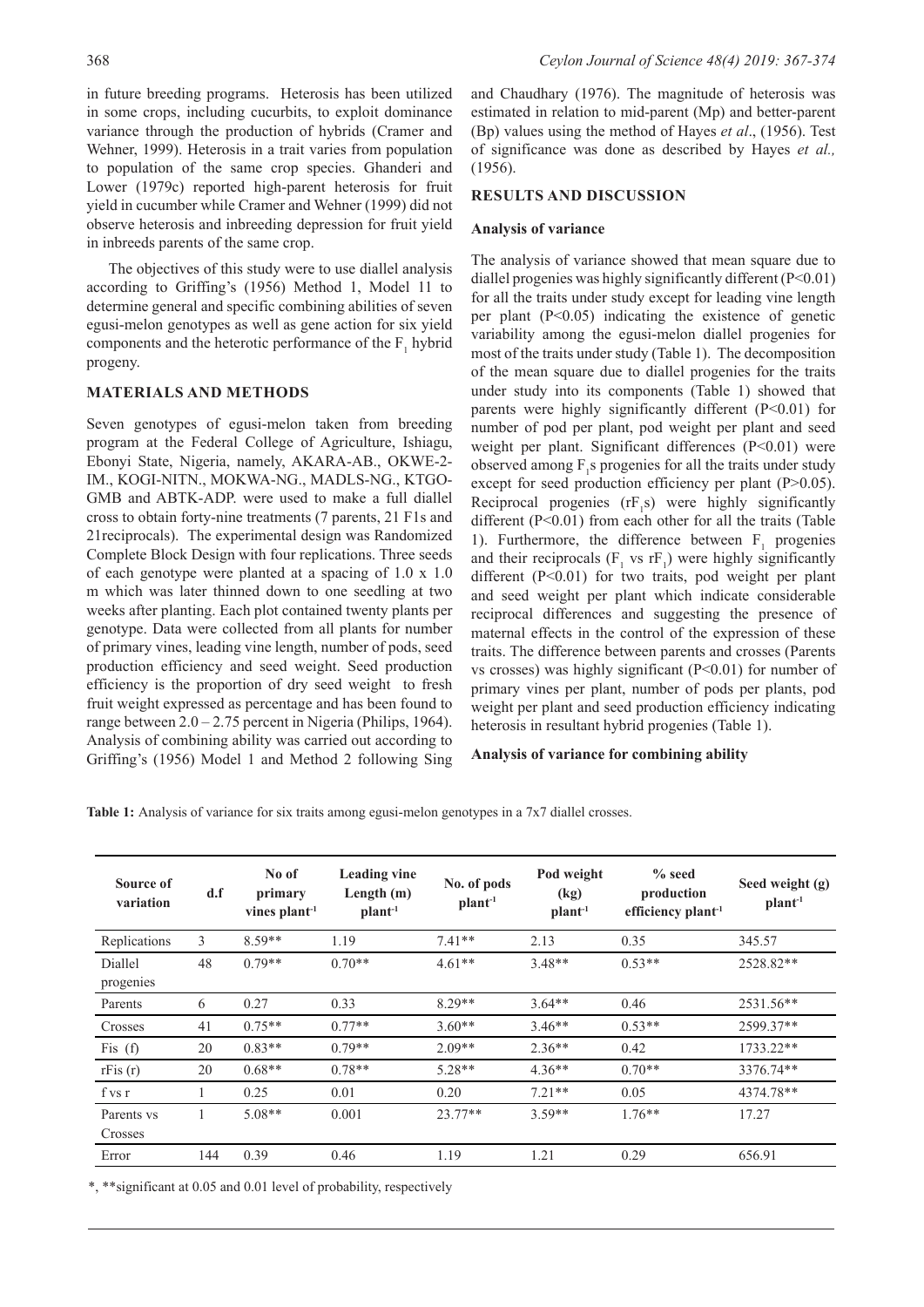in future breeding programs. Heterosis has been utilized in some crops, including cucurbits, to exploit dominance variance through the production of hybrids (Cramer and Wehner, 1999). Heterosis in a trait varies from population to population of the same crop species. Ghanderi and Lower (1979c) reported high-parent heterosis for fruit yield in cucumber while Cramer and Wehner (1999) did not observe heterosis and inbreeding depression for fruit yield in inbreeds parents of the same crop.

The objectives of this study were to use diallel analysis according to Griffing's (1956) Method 1, Model 11 to determine general and specific combining abilities of seven egusi-melon genotypes as well as gene action for six yield components and the heterotic performance of the $F_1$ hybrid progeny.

## MATERIALS AND METHODS

Seven genotypes of egusi-melon taken from breeding program at the Federal College of Agriculture, Ishiagu, Ebonyi State, Nigeria, namely, AKARA-AB., OKWE-2-IM., KOGI-NITN., MOKWA-NG., MADLS-NG., KTGO-GMB and ABTK-ADP. were used to make a full diallel cross to obtain forty-nine treatments (7 parents, 21 F1s and 21reciprocals). The experimental design was Randomized Complete Block Design with four replications. Three seeds of each genotype were planted at a spacing of 1.0 x 1.0 m which was later thinned down to one seedling at two weeks after planting. Each plot contained twenty plants per genotype. Data were collected from all plants for number of primary vines, leading vine length, number of pods, seed production efficiency and seed weight. Seed production efficiency is the proportion of dry seed weight to fresh fruit weight expressed as percentage and has been found to range between 2.0 – 2.75 percent in Nigeria (Philips, 1964). Analysis of combining ability was carried out according to Griffing's (1956) Model 1 and Method 2 following Sing and Chaudhary (1976). The magnitude of heterosis was estimated in relation to mid-parent (Mp) and better-parent (Bp) values using the method of Hayes *et al*., (1956). Test of significance was done as described by Hayes *et al.,* (1956).

## RESULTS AND DISCUSSION

### Analysis of variance

The analysis of variance showed that mean square due to diallel progenies was highly significantly different ($P<0.01$) for all the traits under study except for leading vine length per plant ($P<0.05$) indicating the existence of genetic variability among the egusi-melon diallel progenies for most of the traits under study (Table 1). The decomposition of the mean square due to diallel progenies for the traits under study into its components (Table 1) showed that parents were highly significantly different ($P<0.01$) for number of pod per plant, pod weight per plant and seed weight per plant. Significant differences ($P<0.01$) were observed among $F_1$s progenies for all the traits under study except for seed production efficiency per plant ($P>0.05$). Reciprocal progenies ($rF_1$s) were highly significantly different ($P<0.01$) from each other for all the traits (Table 1). Furthermore, the difference between $F_1$ progenies and their reciprocals ($F_1$ vs $rF_1$) were highly significantly different ($P<0.01$) for two traits, pod weight per plant and seed weight per plant which indicate considerable reciprocal differences and suggesting the presence of maternal effects in the control of the expression of these traits. The difference between parents and crosses (Parents vs crosses) was highly significant ($P<0.01$) for number of primary vines per plant, number of pods per plants, pod weight per plant and seed production efficiency indicating heterosis in resultant hybrid progenies (Table 1).

### Analysis of variance for combining ability

**Table 1:** Analysis of variance for six traits among egusi-melon genotypes in a 7x7 diallel crosses.

| Source of variation | d.f | No of primary vines plant$^{-1}$ | Leading vine Length (m) plant$^{-1}$ | No. of pods plant$^{-1}$ | Pod weight (kg) plant$^{-1}$ | % seed production efficiency plant$^{-1}$ | Seed weight (g) plant$^{-1}$ |
|---|---|---|---|---|---|---|---|
| Replications | 3 | 8.59** | 1.19 | 7.41** | 2.13 | 0.35 | 345.57 |
| Diallel progenies | 48 | 0.79** | 0.70** | 4.61** | 3.48** | 0.53** | 2528.82** |
| Parents | 6 | 0.27 | 0.33 | 8.29** | 3.64** | 0.46 | 2531.56** |
| Crosses | 41 | 0.75** | 0.77** | 3.60** | 3.46** | 0.53** | 2599.37** |
| Fis (f) | 20 | 0.83** | 0.79** | 2.09** | 2.36** | 0.42 | 1733.22** |
| rFis (r) | 20 | 0.68** | 0.78** | 5.28** | 4.36** | 0.70** | 3376.74** |
| f vs r | 1 | 0.25 | 0.01 | 0.20 | 7.21** | 0.05 | 4374.78** |
| Parents vs Crosses | 1 | 5.08** | 0.001 | 23.77** | 3.59** | 1.76** | 17.27 |
| Error | 144 | 0.39 | 0.46 | 1.19 | 1.21 | 0.29 | 656.91 |

*, **significant at 0.05 and 0.01 level of probability, respectively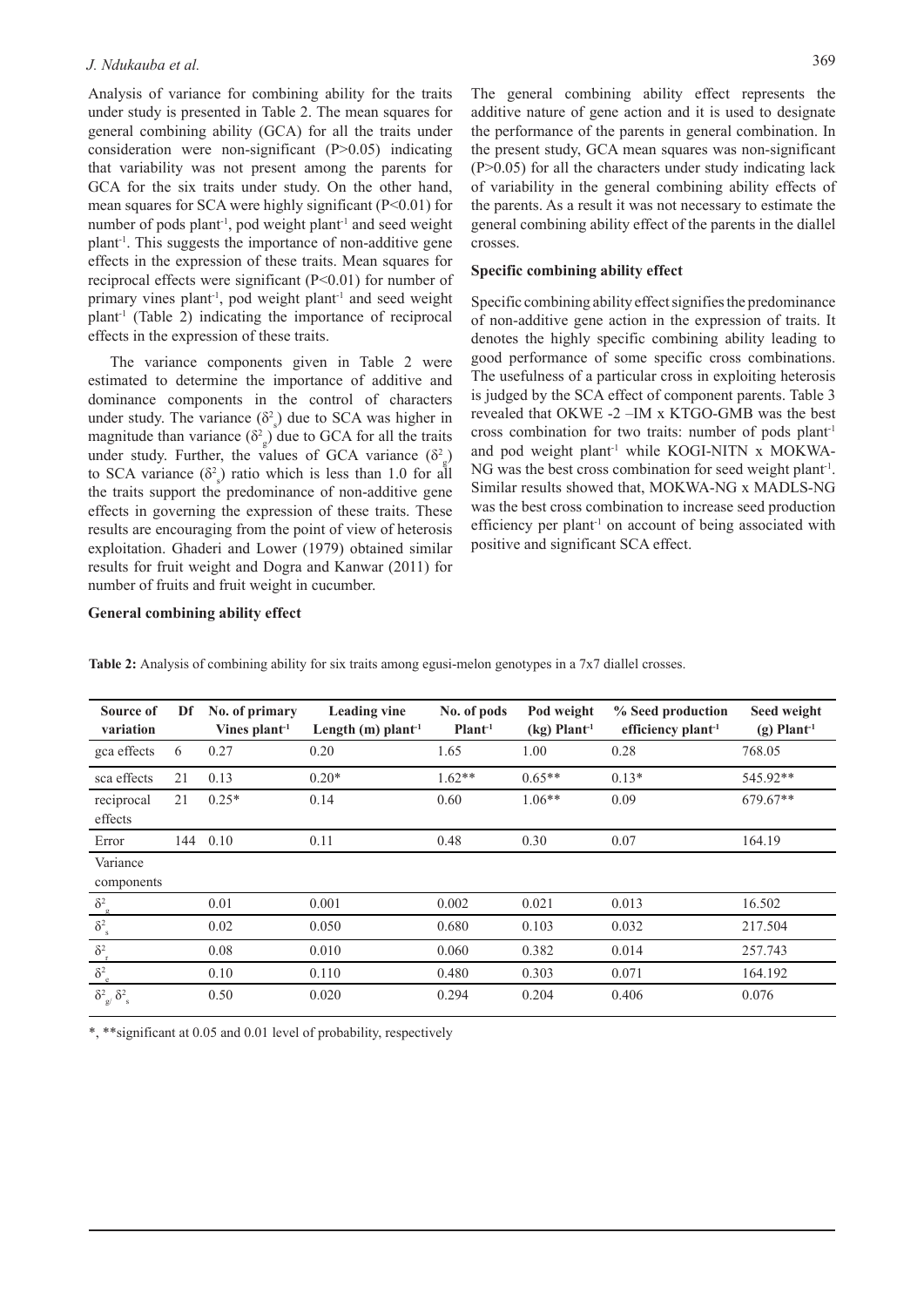Analysis of variance for combining ability for the traits under study is presented in Table 2. The mean squares for general combining ability (GCA) for all the traits under consideration were non-significant ($P>0.05$) indicating that variability was not present among the parents for GCA for the six traits under study. On the other hand, mean squares for SCA were highly significant ($P<0.01$) for number of pods plant$^{-1}$, pod weight plant$^{-1}$ and seed weight plant$^{-1}$. This suggests the importance of non-additive gene effects in the expression of these traits. Mean squares for reciprocal effects were significant ($P<0.01$) for number of primary vines plant$^{-1}$, pod weight plant$^{-1}$ and seed weight plant$^{-1}$ (Table 2) indicating the importance of reciprocal effects in the expression of these traits.

The variance components given in Table 2 were estimated to determine the importance of additive and dominance components in the control of characters under study. The variance ($\delta^2_s$) due to SCA was higher in magnitude than variance ($\delta^2_g$) due to GCA for all the traits under study. Further, the values of GCA variance ($\delta^2_g$) to SCA variance ($\delta^2_s$) ratio which is less than 1.0 for all the traits support the predominance of non-additive gene effects in governing the expression of these traits. These results are encouraging from the point of view of heterosis exploitation. Ghaderi and Lower (1979) obtained similar results for fruit weight and Dogra and Kanwar (2011) for number of fruits and fruit weight in cucumber.

### General combining ability effect

The general combining ability effect represents the additive nature of gene action and it is used to designate the performance of the parents in general combination. In the present study, GCA mean squares was non-significant ($P>0.05$) for all the characters under study indicating lack of variability in the general combining ability effects of the parents. As a result it was not necessary to estimate the general combining ability effect of the parents in the diallel crosses.

### Specific combining ability effect

Specific combining ability effect signifies the predominance of non-additive gene action in the expression of traits. It denotes the highly specific combining ability leading to good performance of some specific cross combinations. The usefulness of a particular cross in exploiting heterosis is judged by the SCA effect of component parents. Table 3 revealed that OKWE -2 –IM x KTGO-GMB was the best cross combination for two traits: number of pods plant$^{-1}$ and pod weight plant$^{-1}$ while KOGI-NITN x MOKWA-NG was the best cross combination for seed weight plant$^{-1}$. Similar results showed that, MOKWA-NG x MADLS-NG was the best cross combination to increase seed production efficiency per plant$^{-1}$ on account of being associated with positive and significant SCA effect.

**Table 2:** Analysis of combining ability for six traits among egusi-melon genotypes in a 7x7 diallel crosses.

| Source of variation | Df | No. of primary Vines plant$^{-1}$ | Leading vine Length (m) plant$^{-1}$ | No. of pods Plant$^{-1}$ | Pod weight (kg) Plant$^{-1}$ | % Seed production efficiency plant$^{-1}$ | Seed weight (g) Plant$^{-1}$ |
|---|---|---|---|---|---|---|---|
| gca effects | 6 | 0.27 | 0.20 | 1.65 | 1.00 | 0.28 | 768.05 |
| sca effects | 21 | 0.13 | 0.20* | 1.62** | 0.65** | 0.13* | 545.92** |
| reciprocal effects | 21 | 0.25* | 0.14 | 0.60 | 1.06** | 0.09 | 679.67** |
| Error | 144 | 0.10 | 0.11 | 0.48 | 0.30 | 0.07 | 164.19 |
| Variance components | | | | | | | |
| $\delta^2_g$ | | 0.01 | 0.001 | 0.002 | 0.021 | 0.013 | 16.502 |
| $\delta^2_s$ | | 0.02 | 0.050 | 0.680 | 0.103 | 0.032 | 217.504 |
| $\delta^2_r$ | | 0.08 | 0.010 | 0.060 | 0.382 | 0.014 | 257.743 |
| $\delta^2_e$ | | 0.10 | 0.110 | 0.480 | 0.303 | 0.071 | 164.192 |
| $\delta^2_g/\delta^2_s$ | | 0.50 | 0.020 | 0.294 | 0.204 | 0.406 | 0.076 |

*, **significant at 0.05 and 0.01 level of probability, respectively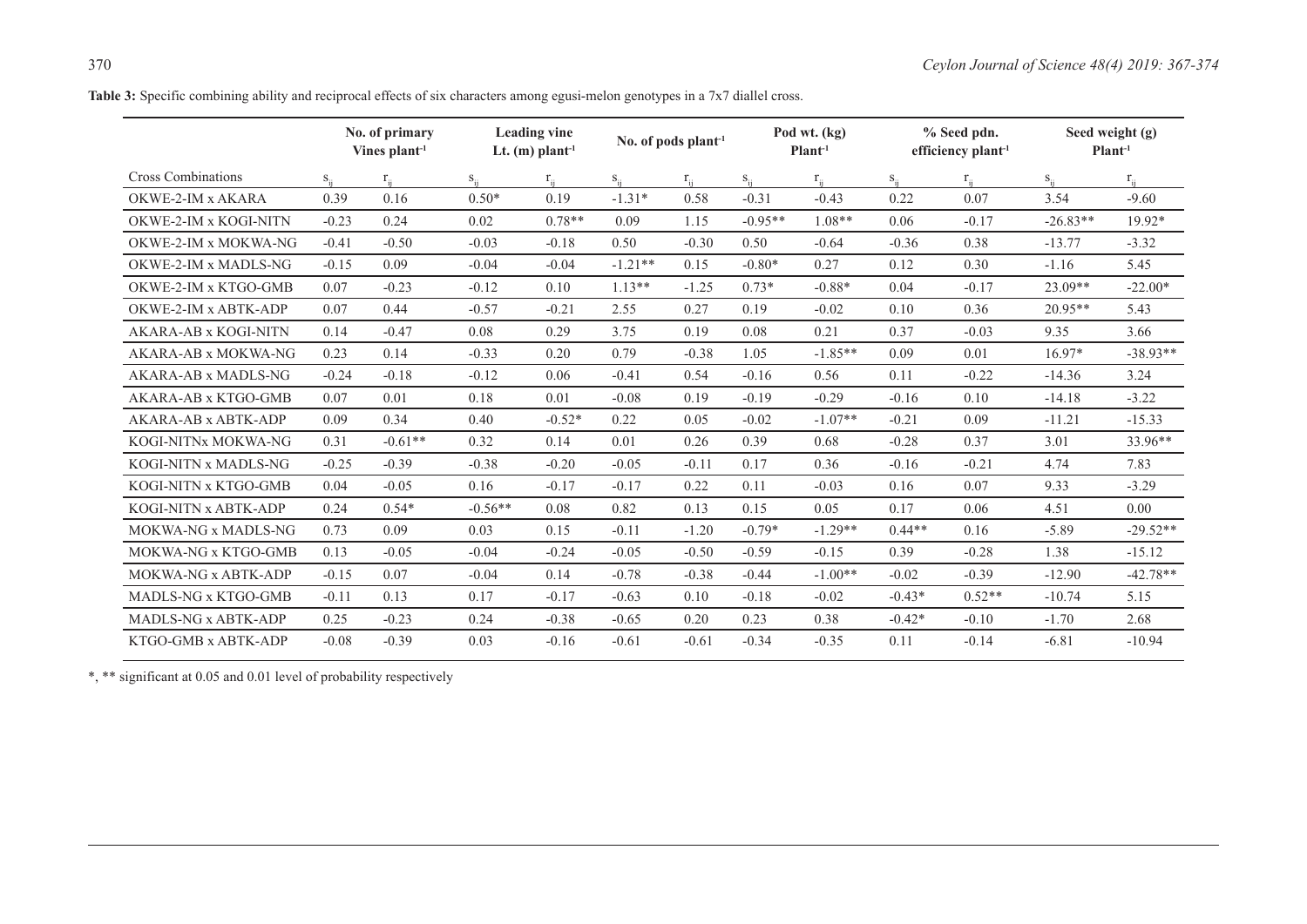**Table 3:** Specific combining ability and reciprocal effects of six characters among egusi-melon genotypes in a 7x7 diallel cross.

| | No. of primary Vines plant$^{-1}$ | | Leading vine Lt. (m) plant$^{-1}$ | | No. of pods plant$^{-1}$ | | Pod wt. (kg) Plant$^{-1}$ | | % Seed pdn. efficiency plant$^{-1}$ | | Seed weight (g) Plant$^{-1}$ | |
|---|---|---|---|---|---|---|---|---|---|---|---|---|
| Cross Combinations | $s_{ij}$ | $r_{ij}$ | $s_{ij}$ | $r_{ij}$ | $s_{ij}$ | $r_{ij}$ | $s_{ij}$ | $r_{ij}$ | $s_{ij}$ | $r_{ij}$ | $s_{ij}$ | $r_{ij}$ |
| OKWE-2-IM x AKARA | 0.39 | 0.16 | 0.50* | 0.19 | -1.31* | 0.58 | -0.31 | -0.43 | 0.22 | 0.07 | 3.54 | -9.60 |
| OKWE-2-IM x KOGI-NITN | -0.23 | 0.24 | 0.02 | 0.78** | 0.09 | 1.15 | -0.95** | 1.08** | 0.06 | -0.17 | -26.83** | 19.92* |
| OKWE-2-IM x MOKWA-NG | -0.41 | -0.50 | -0.03 | -0.18 | 0.50 | -0.30 | 0.50 | -0.64 | -0.36 | 0.38 | -13.77 | -3.32 |
| OKWE-2-IM x MADLS-NG | -0.15 | 0.09 | -0.04 | -0.04 | -1.21** | 0.15 | -0.80* | 0.27 | 0.12 | 0.30 | -1.16 | 5.45 |
| OKWE-2-IM x KTGO-GMB | 0.07 | -0.23 | -0.12 | 0.10 | 1.13** | -1.25 | 0.73* | -0.88* | 0.04 | -0.17 | 23.09** | -22.00* |
| OKWE-2-IM x ABTK-ADP | 0.07 | 0.44 | -0.57 | -0.21 | 2.55 | 0.27 | 0.19 | -0.02 | 0.10 | 0.36 | 20.95** | 5.43 |
| AKARA-AB x KOGI-NITN | 0.14 | -0.47 | 0.08 | 0.29 | 3.75 | 0.19 | 0.08 | 0.21 | 0.37 | -0.03 | 9.35 | 3.66 |
| AKARA-AB x MOKWA-NG | 0.23 | 0.14 | -0.33 | 0.20 | 0.79 | -0.38 | 1.05 | -1.85** | 0.09 | 0.01 | 16.97* | -38.93** |
| AKARA-AB x MADLS-NG | -0.24 | -0.18 | -0.12 | 0.06 | -0.41 | 0.54 | -0.16 | 0.56 | 0.11 | -0.22 | -14.36 | 3.24 |
| AKARA-AB x KTGO-GMB | 0.07 | 0.01 | 0.18 | 0.01 | -0.08 | 0.19 | -0.19 | -0.29 | -0.16 | 0.10 | -14.18 | -3.22 |
| AKARA-AB x ABTK-ADP | 0.09 | 0.34 | 0.40 | -0.52* | 0.22 | 0.05 | -0.02 | -1.07** | -0.21 | 0.09 | -11.21 | -15.33 |
| KOGI-NITNx MOKWA-NG | 0.31 | -0.61** | 0.32 | 0.14 | 0.01 | 0.26 | 0.39 | 0.68 | -0.28 | 0.37 | 3.01 | 33.96** |
| KOGI-NITN x MADLS-NG | -0.25 | -0.39 | -0.38 | -0.20 | -0.05 | -0.11 | 0.17 | 0.36 | -0.16 | -0.21 | 4.74 | 7.83 |
| KOGI-NITN x KTGO-GMB | 0.04 | -0.05 | 0.16 | -0.17 | -0.17 | 0.22 | 0.11 | -0.03 | 0.16 | 0.07 | 9.33 | -3.29 |
| KOGI-NITN x ABTK-ADP | 0.24 | 0.54* | -0.56** | 0.08 | 0.82 | 0.13 | 0.15 | 0.05 | 0.17 | 0.06 | 4.51 | 0.00 |
| MOKWA-NG x MADLS-NG | 0.73 | 0.09 | 0.03 | 0.15 | -0.11 | -1.20 | -0.79* | -1.29** | 0.44** | 0.16 | -5.89 | -29.52** |
| MOKWA-NG x KTGO-GMB | 0.13 | -0.05 | -0.04 | -0.24 | -0.05 | -0.50 | -0.59 | -0.15 | 0.39 | -0.28 | 1.38 | -15.12 |
| MOKWA-NG x ABTK-ADP | -0.15 | 0.07 | -0.04 | 0.14 | -0.78 | -0.38 | -0.44 | -1.00** | -0.02 | -0.39 | -12.90 | -42.78** |
| MADLS-NG x KTGO-GMB | -0.11 | 0.13 | 0.17 | -0.17 | -0.63 | 0.10 | -0.18 | -0.02 | -0.43* | 0.52** | -10.74 | 5.15 |
| MADLS-NG x ABTK-ADP | 0.25 | -0.23 | 0.24 | -0.38 | -0.65 | 0.20 | 0.23 | 0.38 | -0.42* | -0.10 | -1.70 | 2.68 |
| KTGO-GMB x ABTK-ADP | -0.08 | -0.39 | 0.03 | -0.16 | -0.61 | -0.61 | -0.34 | -0.35 | 0.11 | -0.14 | -6.81 | -10.94 |

*, ** significant at 0.05 and 0.01 level of probability respectively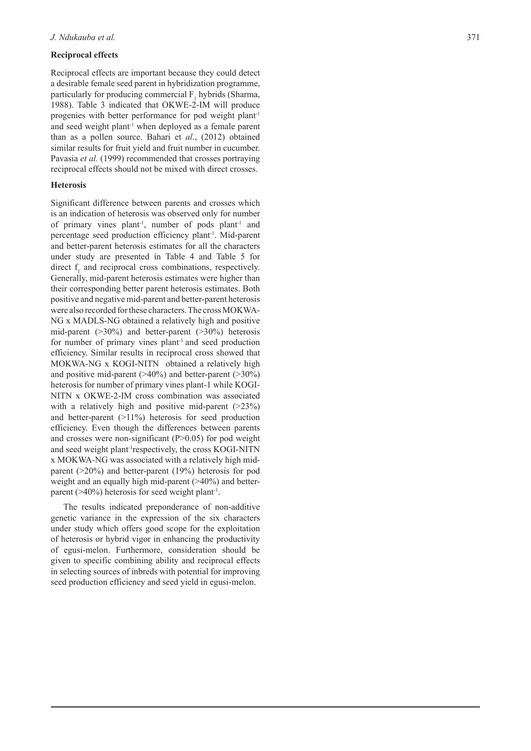### Reciprocal effects

Reciprocal effects are important because they could detect a desirable female seed parent in hybridization programme, particularly for producing commercial $F_1$ hybrids (Sharma, 1988). Table 3 indicated that OKWE-2-IM will produce progenies with better performance for pod weight plant$^{-1}$ and seed weight plant$^{-1}$ when deployed as a female parent than as a pollen source. Bahari et *al*., (2012) obtained similar results for fruit yield and fruit number in cucumber. Pavasia *et al.* (1999) recommended that crosses portraying reciprocal effects should not be mixed with direct crosses.

### Heterosis

Significant difference between parents and crosses which is an indication of heterosis was observed only for number of primary vines plant$^{-1}$, number of pods plant$^{-1}$ and percentage seed production efficiency plant$^{-1}$. Mid-parent and better-parent heterosis estimates for all the characters under study are presented in Table 4 and Table 5 for direct $f_1$ and reciprocal cross combinations, respectively. Generally, mid-parent heterosis estimates were higher than their corresponding better parent heterosis estimates. Both positive and negative mid-parent and better-parent heterosis were also recorded for these characters. The cross MOKWA-NG x MADLS-NG obtained a relatively high and positive mid-parent (>30%) and better-parent (>30%) heterosis for number of primary vines plant$^{-1}$ and seed production efficiency. Similar results in reciprocal cross showed that MOKWA-NG x KOGI-NITN obtained a relatively high and positive mid-parent (>40%) and better-parent (>30%) heterosis for number of primary vines plant-1 while KOGI-NITN x OKWE-2-IM cross combination was associated with a relatively high and positive mid-parent (>23%) and better-parent (>11%) heterosis for seed production efficiency. Even though the differences between parents and crosses were non-significant ($P>0.05$) for pod weight and seed weight plant$^{-1}$respectively, the cross KOGI-NITN x MOKWA-NG was associated with a relatively high mid-parent (>20%) and better-parent (19%) heterosis for pod weight and an equally high mid-parent (>40%) and better-parent (>40%) heterosis for seed weight plant$^{-1}$.

The results indicated preponderance of non-additive genetic variance in the expression of the six characters under study which offers good scope for the exploitation of heterosis or hybrid vigor in enhancing the productivity of egusi-melon. Furthermore, consideration should be given to specific combining ability and reciprocal effects in selecting sources of inbreds with potential for improving seed production efficiency and seed yield in egusi-melon.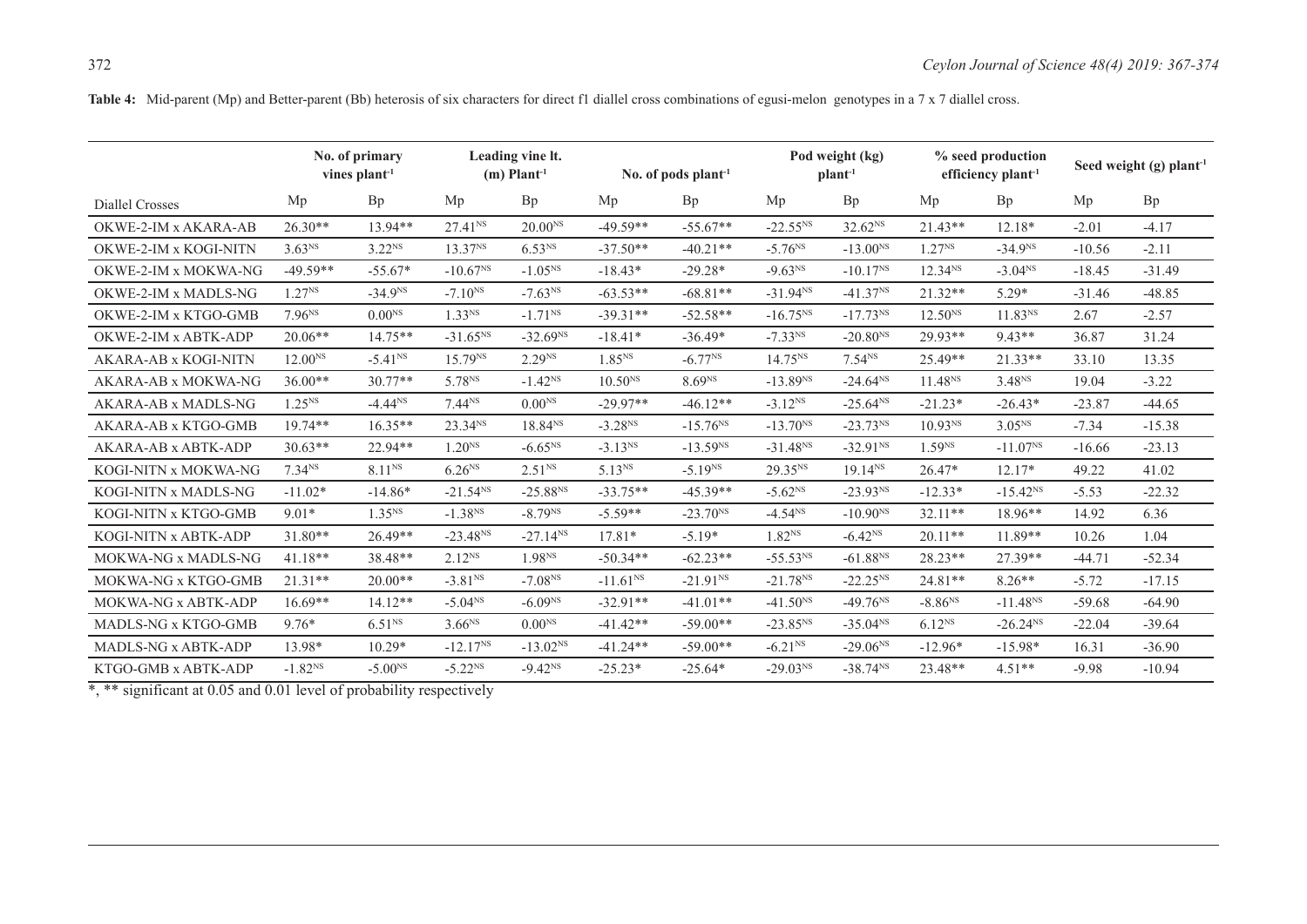**Table 4:** Mid-parent (Mp) and Better-parent (Bb) heterosis of six characters for direct f1 diallel cross combinations of egusi-melon genotypes in a 7 x 7 diallel cross.

| | No. of primary vines plant$^{-1}$ | | Leading vine lt. (m) Plant$^{-1}$ | | No. of pods plant$^{-1}$ | | Pod weight (kg) plant$^{-1}$ | | % seed production efficiency plant$^{-1}$ | | Seed weight (g) plant$^{-1}$ | |
|---|---|---|---|---|---|---|---|---|---|---|---|---|
| Diallel Crosses | Mp | Bp | Mp | Bp | Mp | Bp | Mp | Bp | Mp | Bp | Mp | Bp |
| OKWE-2-IM x AKARA-AB | 26.30** | 13.94** | 27.41$^{NS}$ | 20.00$^{NS}$ | -49.59** | -55.67** | -22.55$^{NS}$ | 32.62$^{NS}$ | 21.43** | 12.18* | -2.01 | -4.17 |
| OKWE-2-IM x KOGI-NITN | 3.63$^{NS}$ | 3.22$^{NS}$ | 13.37$^{NS}$ | 6.53$^{NS}$ | -37.50** | -40.21** | -5.76$^{NS}$ | -13.00$^{NS}$ | 1.27$^{NS}$ | -34.9$^{NS}$ | -10.56 | -2.11 |
| OKWE-2-IM x MOKWA-NG | -49.59** | -55.67* | -10.67$^{NS}$ | -1.05$^{NS}$ | -18.43* | -29.28* | -9.63$^{NS}$ | -10.17$^{NS}$ | 12.34$^{NS}$ | -3.04$^{NS}$ | -18.45 | -31.49 |
| OKWE-2-IM x MADLS-NG | 1.27$^{NS}$ | -34.9$^{NS}$ | -7.10$^{NS}$ | -7.63$^{NS}$ | -63.53** | -68.81** | -31.94$^{NS}$ | -41.37$^{NS}$ | 21.32** | 5.29* | -31.46 | -48.85 |
| OKWE-2-IM x KTGO-GMB | 7.96$^{NS}$ | 0.00$^{NS}$ | 1.33$^{NS}$ | -1.71$^{NS}$ | -39.31** | -52.58** | -16.75$^{NS}$ | -17.73$^{NS}$ | 12.50$^{NS}$ | 11.83$^{NS}$ | 2.67 | -2.57 |
| OKWE-2-IM x ABTK-ADP | 20.06** | 14.75** | -31.65$^{NS}$ | -32.69$^{NS}$ | -18.41* | -36.49* | -7.33$^{NS}$ | -20.80$^{NS}$ | 29.93** | 9.43** | 36.87 | 31.24 |
| AKARA-AB x KOGI-NITN | 12.00$^{NS}$ | -5.41$^{NS}$ | 15.79$^{NS}$ | 2.29$^{NS}$ | 1.85$^{NS}$ | -6.77$^{NS}$ | 14.75$^{NS}$ | 7.54$^{NS}$ | 25.49** | 21.33** | 33.10 | 13.35 |
| AKARA-AB x MOKWA-NG | 36.00** | 30.77** | 5.78$^{NS}$ | -1.42$^{NS}$ | 10.50$^{NS}$ | 8.69$^{NS}$ | -13.89$^{NS}$ | -24.64$^{NS}$ | 11.48$^{NS}$ | 3.48$^{NS}$ | 19.04 | -3.22 |
| AKARA-AB x MADLS-NG | 1.25$^{NS}$ | -4.44$^{NS}$ | 7.44$^{NS}$ | 0.00$^{NS}$ | -29.97** | -46.12** | -3.12$^{NS}$ | -25.64$^{NS}$ | -21.23* | -26.43* | -23.87 | -44.65 |
| AKARA-AB x KTGO-GMB | 19.74** | 16.35** | 23.34$^{NS}$ | 18.84$^{NS}$ | -3.28$^{NS}$ | -15.76$^{NS}$ | -13.70$^{NS}$ | -23.73$^{NS}$ | 10.93$^{NS}$ | 3.05$^{NS}$ | -7.34 | -15.38 |
| AKARA-AB x ABTK-ADP | 30.63** | 22.94** | 1.20$^{NS}$ | -6.65$^{NS}$ | -3.13$^{NS}$ | -13.59$^{NS}$ | -31.48$^{NS}$ | -32.91$^{NS}$ | 1.59$^{NS}$ | -11.07$^{NS}$ | -16.66 | -23.13 |
| KOGI-NITN x MOKWA-NG | 7.34$^{NS}$ | 8.11$^{NS}$ | 6.26$^{NS}$ | 2.51$^{NS}$ | 5.13$^{NS}$ | -5.19$^{NS}$ | 29.35$^{NS}$ | 19.14$^{NS}$ | 26.47* | 12.17* | 49.22 | 41.02 |
| KOGI-NITN x MADLS-NG | -11.02* | -14.86* | -21.54$^{NS}$ | -25.88$^{NS}$ | -33.75** | -45.39** | -5.62$^{NS}$ | -23.93$^{NS}$ | -12.33* | -15.42$^{NS}$ | -5.53 | -22.32 |
| KOGI-NITN x KTGO-GMB | 9.01* | 1.35$^{NS}$ | -1.38$^{NS}$ | -8.79$^{NS}$ | -5.59** | -23.70$^{NS}$ | -4.54$^{NS}$ | -10.90$^{NS}$ | 32.11** | 18.96** | 14.92 | 6.36 |
| KOGI-NITN x ABTK-ADP | 31.80** | 26.49** | -23.48$^{NS}$ | -27.14$^{NS}$ | 17.81* | -5.19* | 1.82$^{NS}$ | -6.42$^{NS}$ | 20.11** | 11.89** | 10.26 | 1.04 |
| MOKWA-NG x MADLS-NG | 41.18** | 38.48** | 2.12$^{NS}$ | 1.98$^{NS}$ | -50.34** | -62.23** | -55.53$^{NS}$ | -61.88$^{NS}$ | 28.23** | 27.39** | -44.71 | -52.34 |
| MOKWA-NG x KTGO-GMB | 21.31** | 20.00** | -3.81$^{NS}$ | -7.08$^{NS}$ | -11.61$^{NS}$ | -21.91$^{NS}$ | -21.78$^{NS}$ | -22.25$^{NS}$ | 24.81** | 8.26** | -5.72 | -17.15 |
| MOKWA-NG x ABTK-ADP | 16.69** | 14.12** | -5.04$^{NS}$ | -6.09$^{NS}$ | -32.91** | -41.01** | -41.50$^{NS}$ | -49.76$^{NS}$ | -8.86$^{NS}$ | -11.48$^{NS}$ | -59.68 | -64.90 |
| MADLS-NG x KTGO-GMB | 9.76* | 6.51$^{NS}$ | 3.66$^{NS}$ | 0.00$^{NS}$ | -41.42** | -59.00** | -23.85$^{NS}$ | -35.04$^{NS}$ | 6.12$^{NS}$ | -26.24$^{NS}$ | -22.04 | -39.64 |
| MADLS-NG x ABTK-ADP | 13.98* | 10.29* | -12.17$^{NS}$ | -13.02$^{NS}$ | -41.24** | -59.00** | -6.21$^{NS}$ | -29.06$^{NS}$ | -12.96* | -15.98* | 16.31 | -36.90 |
| KTGO-GMB x ABTK-ADP | -1.82$^{NS}$ | -5.00$^{NS}$ | -5.22$^{NS}$ | -9.42$^{NS}$ | -25.23* | -25.64* | -29.03$^{NS}$ | -38.74$^{NS}$ | 23.48** | 4.51** | -9.98 | -10.94 |

*, ** significant at 0.05 and 0.01 level of probability respectively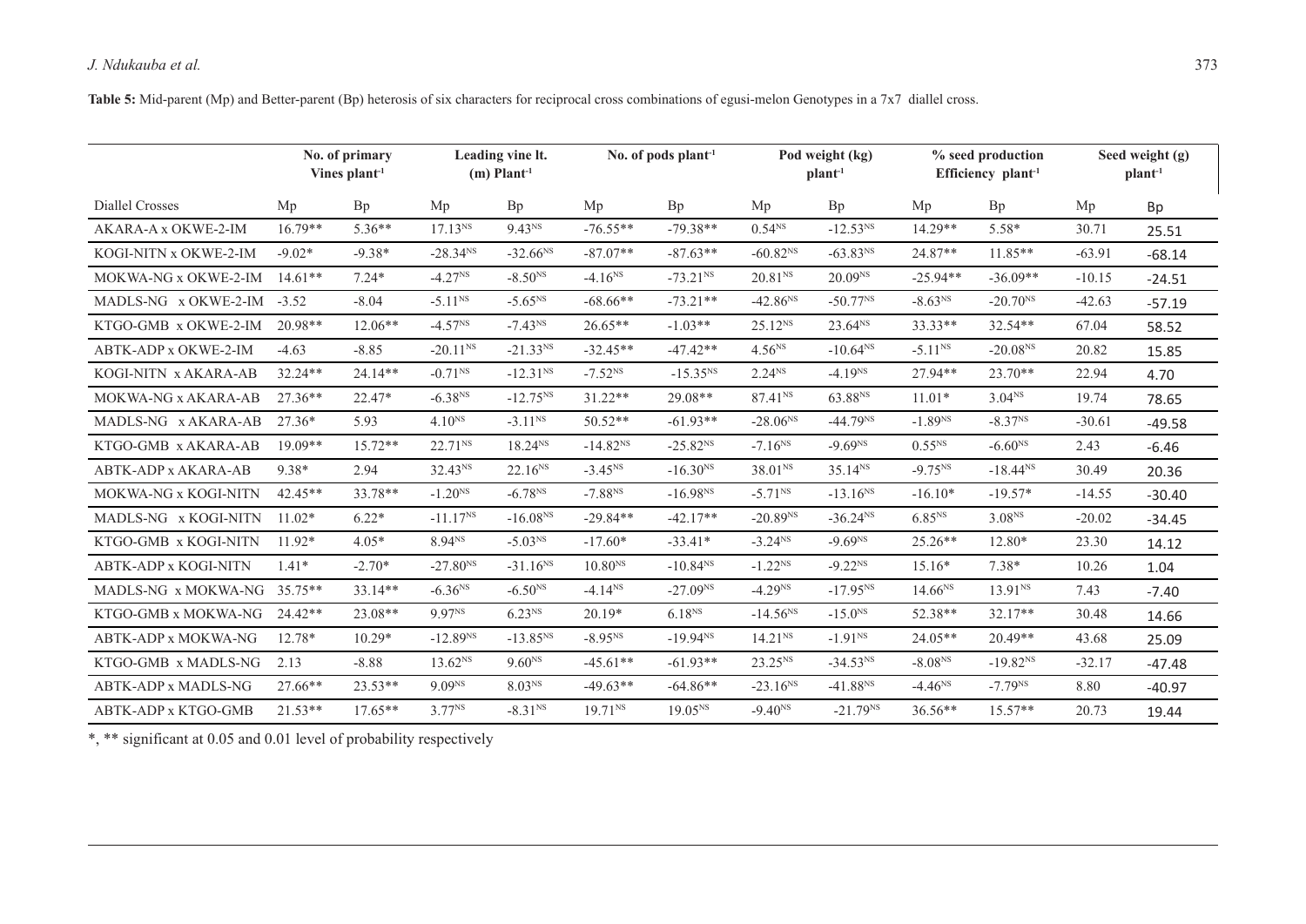**Table 5:** Mid-parent (Mp) and Better-parent (Bp) heterosis of six characters for reciprocal cross combinations of egusi-melon Genotypes in a 7x7 diallel cross.

| | No. of primary Vines plant$^{-1}$ | | Leading vine lt. (m) Plant$^{-1}$ | | No. of pods plant$^{-1}$ | | Pod weight (kg) plant$^{-1}$ | | % seed production Efficiency plant$^{-1}$ | | Seed weight (g) plant$^{-1}$ | |
|---|---|---|---|---|---|---|---|---|---|---|---|---|
| Diallel Crosses | Mp | Bp | Mp | Bp | Mp | Bp | Mp | Bp | Mp | Bp | Mp | Bp |
| AKARA-A x OKWE-2-IM | 16.79** | 5.36** | 17.13$^{NS}$ | 9.43$^{NS}$ | -76.55** | -79.38** | 0.54$^{NS}$ | -12.53$^{NS}$ | 14.29** | 5.58* | 30.71 | 25.51 |
| KOGI-NITN x OKWE-2-IM | -9.02* | -9.38* | -28.34$^{NS}$ | -32.66$^{NS}$ | -87.07** | -87.63** | -60.82$^{NS}$ | -63.83$^{NS}$ | 24.87** | 11.85** | -63.91 | -68.14 |
| MOKWA-NG x OKWE-2-IM | 14.61** | 7.24* | -4.27$^{NS}$ | -8.50$^{NS}$ | -4.16$^{NS}$ | -73.21$^{NS}$ | 20.81$^{NS}$ | 20.09$^{NS}$ | -25.94** | -36.09** | -10.15 | -24.51 |
| MADLS-NG x OKWE-2-IM | -3.52 | -8.04 | -5.11$^{NS}$ | -5.65$^{NS}$ | -68.66** | -73.21** | -42.86$^{NS}$ | -50.77$^{NS}$ | -8.63$^{NS}$ | -20.70$^{NS}$ | -42.63 | -57.19 |
| KTGO-GMB x OKWE-2-IM | 20.98** | 12.06** | -4.57$^{NS}$ | -7.43$^{NS}$ | 26.65** | -1.03** | 25.12$^{NS}$ | 23.64$^{NS}$ | 33.33** | 32.54** | 67.04 | 58.52 |
| ABTK-ADP x OKWE-2-IM | -4.63 | -8.85 | -20.11$^{NS}$ | -21.33$^{NS}$ | -32.45** | -47.42** | 4.56$^{NS}$ | -10.64$^{NS}$ | -5.11$^{NS}$ | -20.08$^{NS}$ | 20.82 | 15.85 |
| KOGI-NITN x AKARA-AB | 32.24** | 24.14** | -0.71$^{NS}$ | -12.31$^{NS}$ | -7.52$^{NS}$ | -15.35$^{NS}$ | 2.24$^{NS}$ | -4.19$^{NS}$ | 27.94** | 23.70** | 22.94 | 4.70 |
| MOKWA-NG x AKARA-AB | 27.36** | 22.47* | -6.38$^{NS}$ | -12.75$^{NS}$ | 31.22** | 29.08** | 87.41$^{NS}$ | 63.88$^{NS}$ | 11.01* | 3.04$^{NS}$ | 19.74 | 78.65 |
| MADLS-NG x AKARA-AB | 27.36* | 5.93 | 4.10$^{NS}$ | -3.11$^{NS}$ | 50.52** | -61.93** | -28.06$^{NS}$ | -44.79$^{NS}$ | -1.89$^{NS}$ | -8.37$^{NS}$ | -30.61 | -49.58 |
| KTGO-GMB x AKARA-AB | 19.09** | 15.72** | 22.71$^{NS}$ | 18.24$^{NS}$ | -14.82$^{NS}$ | -25.82$^{NS}$ | -7.16$^{NS}$ | -9.69$^{NS}$ | 0.55$^{NS}$ | -6.60$^{NS}$ | 2.43 | -6.46 |
| ABTK-ADP x AKARA-AB | 9.38* | 2.94 | 32.43$^{NS}$ | 22.16$^{NS}$ | -3.45$^{NS}$ | -16.30$^{NS}$ | 38.01$^{NS}$ | 35.14$^{NS}$ | -9.75$^{NS}$ | -18.44$^{NS}$ | 30.49 | 20.36 |
| MOKWA-NG x KOGI-NITN | 42.45** | 33.78** | -1.20$^{NS}$ | -6.78$^{NS}$ | -7.88$^{NS}$ | -16.98$^{NS}$ | -5.71$^{NS}$ | -13.16$^{NS}$ | -16.10* | -19.57* | -14.55 | -30.40 |
| MADLS-NG x KOGI-NITN | 11.02* | 6.22* | -11.17$^{NS}$ | -16.08$^{NS}$ | -29.84** | -42.17** | -20.89$^{NS}$ | -36.24$^{NS}$ | 6.85$^{NS}$ | 3.08$^{NS}$ | -20.02 | -34.45 |
| KTGO-GMB x KOGI-NITN | 11.92* | 4.05* | 8.94$^{NS}$ | -5.03$^{NS}$ | -17.60* | -33.41* | -3.24$^{NS}$ | -9.69$^{NS}$ | 25.26** | 12.80* | 23.30 | 14.12 |
| ABTK-ADP x KOGI-NITN | 1.41* | -2.70* | -27.80$^{NS}$ | -31.16$^{NS}$ | 10.80$^{NS}$ | -10.84$^{NS}$ | -1.22$^{NS}$ | -9.22$^{NS}$ | 15.16* | 7.38* | 10.26 | 1.04 |
| MADLS-NG x MOKWA-NG | 35.75** | 33.14** | -6.36$^{NS}$ | -6.50$^{NS}$ | -4.14$^{NS}$ | -27.09$^{NS}$ | -4.29$^{NS}$ | -17.95$^{NS}$ | 14.66$^{NS}$ | 13.91$^{NS}$ | 7.43 | -7.40 |
| KTGO-GMB x MOKWA-NG | 24.42** | 23.08** | 9.97$^{NS}$ | 6.23$^{NS}$ | 20.19* | 6.18$^{NS}$ | -14.56$^{NS}$ | -15.0$^{NS}$ | 52.38** | 32.17** | 30.48 | 14.66 |
| ABTK-ADP x MOKWA-NG | 12.78* | 10.29* | -12.89$^{NS}$ | -13.85$^{NS}$ | -8.95$^{NS}$ | -19.94$^{NS}$ | 14.21$^{NS}$ | -1.91$^{NS}$ | 24.05** | 20.49** | 43.68 | 25.09 |
| KTGO-GMB x MADLS-NG | 2.13 | -8.88 | 13.62$^{NS}$ | 9.60$^{NS}$ | -45.61** | -61.93** | 23.25$^{NS}$ | -34.53$^{NS}$ | -8.08$^{NS}$ | -19.82$^{NS}$ | -32.17 | -47.48 |
| ABTK-ADP x MADLS-NG | 27.66** | 23.53** | 9.09$^{NS}$ | 8.03$^{NS}$ | -49.63** | -64.86** | -23.16$^{NS}$ | -41.88$^{NS}$ | -4.46$^{NS}$ | -7.79$^{NS}$ | 8.80 | -40.97 |
| ABTK-ADP x KTGO-GMB | 21.53** | 17.65** | 3.77$^{NS}$ | -8.31$^{NS}$ | 19.71$^{NS}$ | 19.05$^{NS}$ | -9.40$^{NS}$ | -21.79$^{NS}$ | 36.56** | 15.57** | 20.73 | 19.44 |

*, ** significant at 0.05 and 0.01 level of probability respectively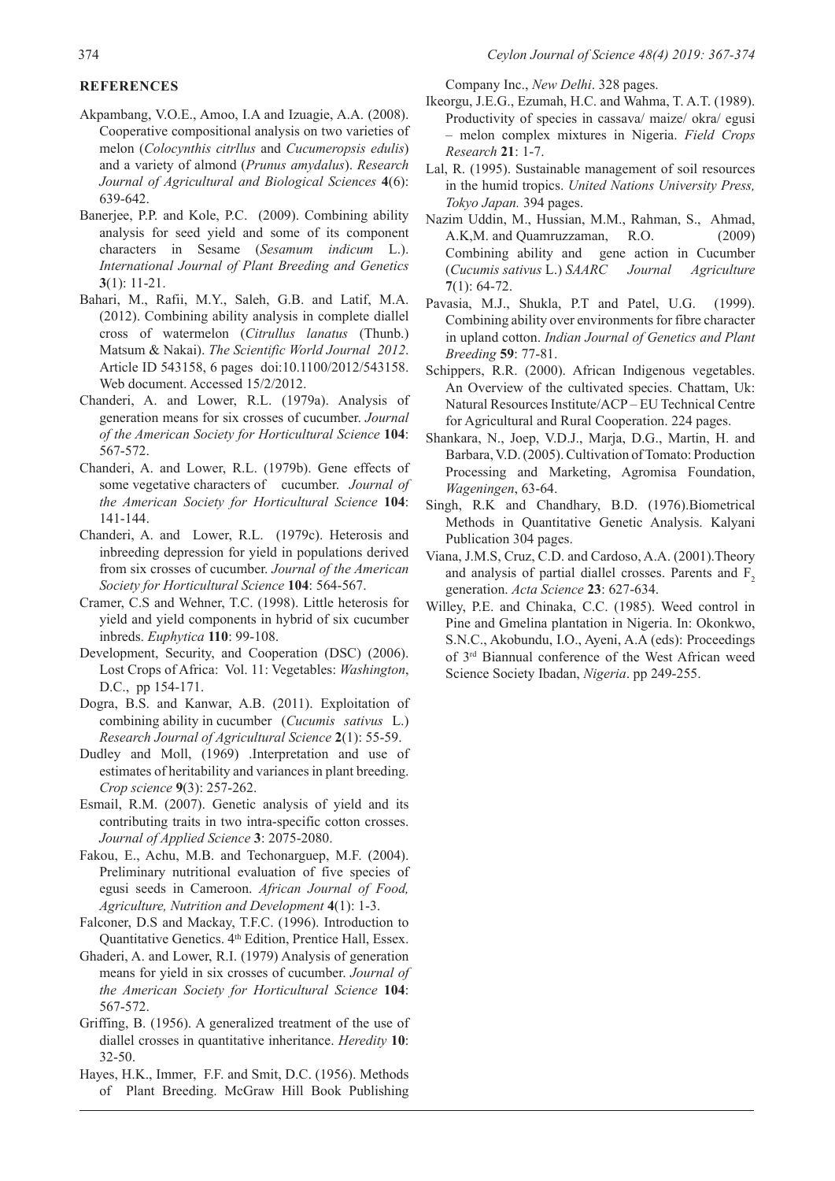## REFERENCES

Akpambang, V.O.E., Amoo, I.A and Izuagie, A.A. (2008). Cooperative compositional analysis on two varieties of melon (*Colocynthis citrllus* and *Cucumeropsis edulis*) and a variety of almond (*Prunus amydalus*). *Research Journal of Agricultural and Biological Sciences* **4**(6): 639-642.

Banerjee, P.P. and Kole, P.C. (2009). Combining ability analysis for seed yield and some of its component characters in Sesame (*Sesamum indicum* L.). *International Journal of Plant Breeding and Genetics* **3**(1): 11-21.

Bahari, M., Rafii, M.Y., Saleh, G.B. and Latif, M.A. (2012). Combining ability analysis in complete diallel cross of watermelon (*Citrullus lanatus* (Thunb.) Matsum & Nakai). *The Scientific World Journal 2012*. Article ID 543158, 6 pages doi:10.1100/2012/543158. Web document. Accessed 15/2/2012.

Chanderi, A. and Lower, R.L. (1979a). Analysis of generation means for six crosses of cucumber. *Journal of the American Society for Horticultural Science* **104**: 567-572.

Chanderi, A. and Lower, R.L. (1979b). Gene effects of some vegetative characters of cucumber. *Journal of the American Society for Horticultural Science* **104**: 141-144.

Chanderi, A. and Lower, R.L. (1979c). Heterosis and inbreeding depression for yield in populations derived from six crosses of cucumber. *Journal of the American Society for Horticultural Science* **104**: 564-567.

Cramer, C.S and Wehner, T.C. (1998). Little heterosis for yield and yield components in hybrid of six cucumber inbreds. *Euphytica* **110**: 99-108.

Development, Security, and Cooperation (DSC) (2006). Lost Crops of Africa: Vol. 11: Vegetables: *Washington*, D.C., pp 154-171.

Dogra, B.S. and Kanwar, A.B. (2011). Exploitation of combining ability in cucumber (*Cucumis sativus* L.) *Research Journal of Agricultural Science* **2**(1): 55-59.

Dudley and Moll, (1969) .Interpretation and use of estimates of heritability and variances in plant breeding. *Crop science* **9**(3): 257-262.

Esmail, R.M. (2007). Genetic analysis of yield and its contributing traits in two intra-specific cotton crosses. *Journal of Applied Science* **3**: 2075-2080.

Fakou, E., Achu, M.B. and Techonarguep, M.F. (2004). Preliminary nutritional evaluation of five species of egusi seeds in Cameroon. *African Journal of Food, Agriculture, Nutrition and Development* **4**(1): 1-3.

Falconer, D.S and Mackay, T.F.C. (1996). Introduction to Quantitative Genetics. 4th Edition, Prentice Hall, Essex.

Ghaderi, A. and Lower, R.I. (1979) Analysis of generation means for yield in six crosses of cucumber. *Journal of the American Society for Horticultural Science* **104**: 567-572.

Griffing, B. (1956). A generalized treatment of the use of diallel crosses in quantitative inheritance. *Heredity* **10**: 32-50.

Hayes, H.K., Immer, F.F. and Smit, D.C. (1956). Methods of Plant Breeding. McGraw Hill Book Publishing Company Inc., *New Delhi*. 328 pages.

Ikeorgu, J.E.G., Ezumah, H.C. and Wahma, T. A.T. (1989). Productivity of species in cassava/ maize/ okra/ egusi – melon complex mixtures in Nigeria. *Field Crops Research* **21**: 1-7.

Lal, R. (1995). Sustainable management of soil resources in the humid tropics. *United Nations University Press, Tokyo Japan.* 394 pages.

Nazim Uddin, M., Hussian, M.M., Rahman, S., Ahmad, A.K,M. and Quamruzzaman, R.O. (2009) Combining ability and gene action in Cucumber (*Cucumis sativus* L.) *SAARC Journal Agriculture* **7**(1): 64-72.

Pavasia, M.J., Shukla, P.T and Patel, U.G. (1999). Combining ability over environments for fibre character in upland cotton. *Indian Journal of Genetics and Plant Breeding* **59**: 77-81.

Schippers, R.R. (2000). African Indigenous vegetables. An Overview of the cultivated species. Chattam, Uk: Natural Resources Institute/ACP – EU Technical Centre for Agricultural and Rural Cooperation. 224 pages.

Shankara, N., Joep, V.D.J., Marja, D.G., Martin, H. and Barbara, V.D. (2005). Cultivation of Tomato: Production Processing and Marketing, Agromisa Foundation, *Wageningen*, 63-64.

Singh, R.K and Chandhary, B.D. (1976).Biometrical Methods in Quantitative Genetic Analysis. Kalyani Publication 304 pages.

Viana, J.M.S, Cruz, C.D. and Cardoso, A.A. (2001).Theory and analysis of partial diallel crosses. Parents and $F_2$ generation. *Acta Science* **23**: 627-634.

Willey, P.E. and Chinaka, C.C. (1985). Weed control in Pine and Gmelina plantation in Nigeria. In: Okonkwo, S.N.C., Akobundu, I.O., Ayeni, A.A (eds): Proceedings of 3rd Biannual conference of the West African weed Science Society Ibadan, *Nigeria*. pp 249-255.